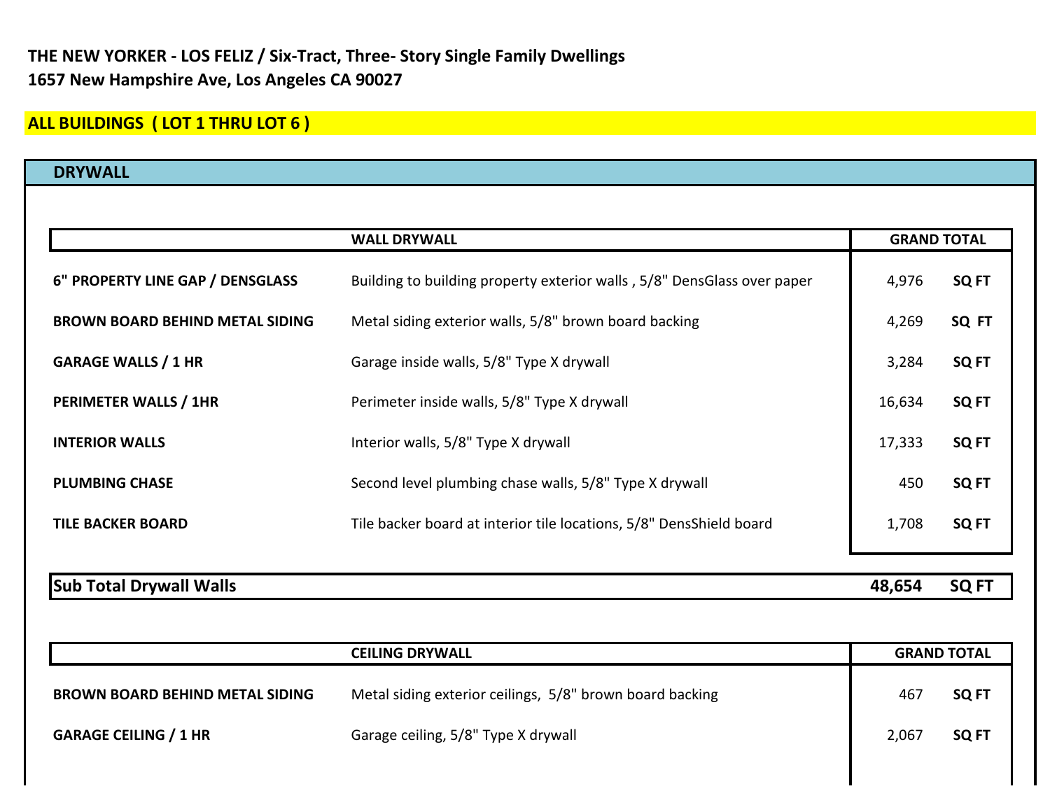**THE NEW YORKER - LOS FELIZ / Six-Tract, Three- Story Single Family Dwellings**
**1657 New Hampshire Ave, Los Angeles CA 90027**

## ALL BUILDINGS ( LOT 1 THRU LOT 6 )

### DRYWALL

| | WALL DRYWALL | GRAND TOTAL | |
|---|---|---|---|
| **6" PROPERTY LINE GAP / DENSGLASS** | Building to building property exterior walls , 5/8" DensGlass over paper | 4,976 | **SQ FT** |
| **BROWN BOARD BEHIND METAL SIDING** | Metal siding exterior walls, 5/8" brown board backing | 4,269 | **SQ FT** |
| **GARAGE WALLS / 1 HR** | Garage inside walls, 5/8" Type X drywall | 3,284 | **SQ FT** |
| **PERIMETER WALLS / 1HR** | Perimeter inside walls, 5/8" Type X drywall | 16,634 | **SQ FT** |
| **INTERIOR WALLS** | Interior walls, 5/8" Type X drywall | 17,333 | **SQ FT** |
| **PLUMBING CHASE** | Second level plumbing chase walls, 5/8" Type X drywall | 450 | **SQ FT** |
| **TILE BACKER BOARD** | Tile backer board at interior tile locations, 5/8" DensShield board | 1,708 | **SQ FT** |
| **Sub Total Drywall Walls** | | **48,654** | **SQ FT** |

| | CEILING DRYWALL | GRAND TOTAL | |
|---|---|---|---|
| **BROWN BOARD BEHIND METAL SIDING** | Metal siding exterior ceilings, 5/8" brown board backing | 467 | **SQ FT** |
| **GARAGE CEILING / 1 HR** | Garage ceiling, 5/8" Type X drywall | 2,067 | **SQ FT** |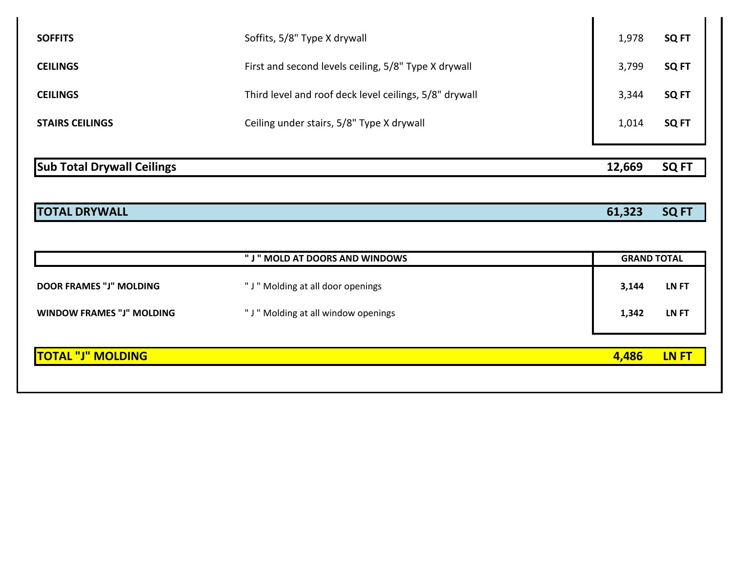| | | | |
|---|---|---|---|
| **SOFFITS** | Soffits, 5/8" Type X drywall | 1,978 | **SQ FT** |
| **CEILINGS** | First and second levels ceiling, 5/8" Type X drywall | 3,799 | **SQ FT** |
| **CEILINGS** | Third level and roof deck level ceilings, 5/8" drywall | 3,344 | **SQ FT** |
| **STAIRS CEILINGS** | Ceiling under stairs, 5/8" Type X drywall | 1,014 | **SQ FT** |
| **Sub Total Drywall Ceilings** | | **12,669** | **SQ FT** |
| **TOTAL DRYWALL** | | **61,323** | **SQ FT** |

| | **" J " MOLD AT DOORS AND WINDOWS** | **GRAND TOTAL** | |
|---|---|---|---|
| **DOOR FRAMES "J" MOLDING** | " J " Molding at all door openings | **3,144** | **LN FT** |
| **WINDOW FRAMES "J" MOLDING** | " J " Molding at all window openings | **1,342** | **LN FT** |
| **TOTAL "J" MOLDING** | | **4,486** | **LN FT** |